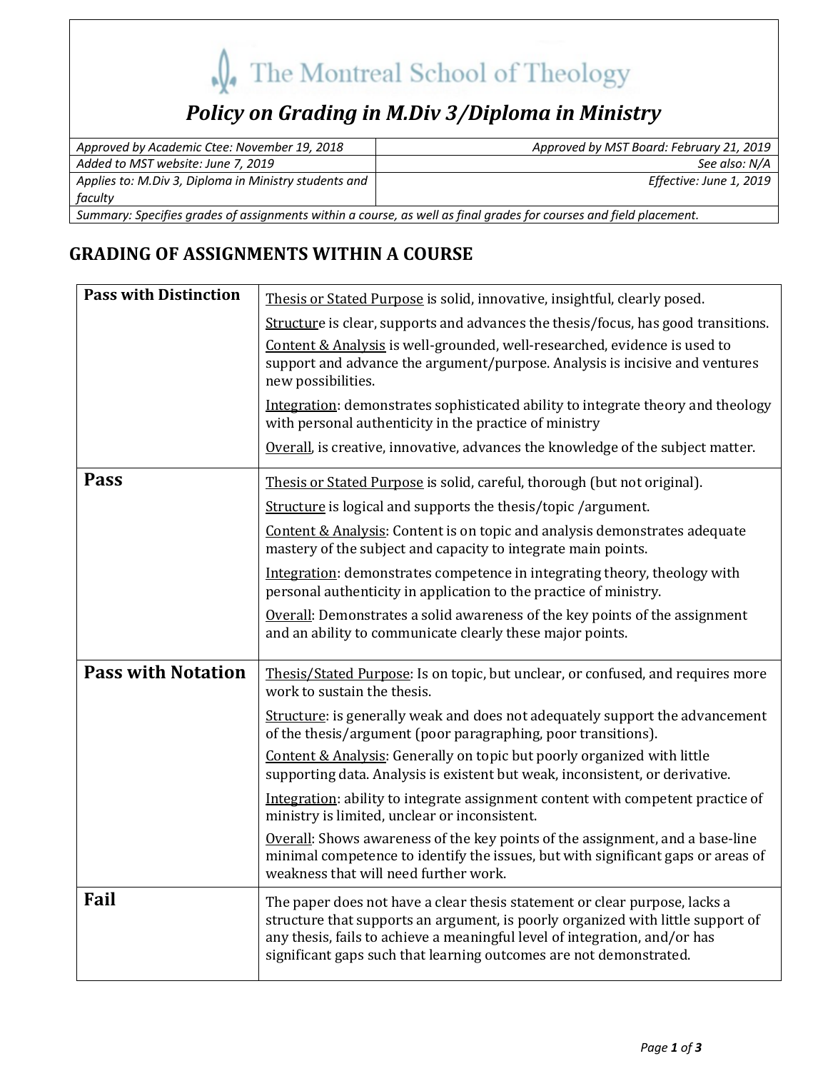# The Montreal School of Theology

## *Policy on Grading in M.Div 3/Diploma in Ministry*

| *Approved by Academic Ctee: November 19, 2018* | *Approved by MST Board: February 21, 2019* |
|---|---|
| *Added to MST website: June 7, 2019* | *See also: N/A* |
| *Applies to: M.Div 3, Diploma in Ministry students and faculty* | *Effective: June 1, 2019* |
| *Summary: Specifies grades of assignments within a course, as well as final grades for courses and field placement.* | |

## GRADING OF ASSIGNMENTS WITHIN A COURSE

| Grade | Criteria |
|---|---|
| **Pass with Distinction** | Thesis or Stated Purpose is solid, innovative, insightful, clearly posed.<br><br>Structure is clear, supports and advances the thesis/focus, has good transitions.<br><br>Content & Analysis is well-grounded, well-researched, evidence is used to support and advance the argument/purpose. Analysis is incisive and ventures new possibilities.<br><br>Integration: demonstrates sophisticated ability to integrate theory and theology with personal authenticity in the practice of ministry<br><br>Overall, is creative, innovative, advances the knowledge of the subject matter. |
| **Pass** | Thesis or Stated Purpose is solid, careful, thorough (but not original).<br><br>Structure is logical and supports the thesis/topic /argument.<br><br>Content & Analysis: Content is on topic and analysis demonstrates adequate mastery of the subject and capacity to integrate main points.<br><br>Integration: demonstrates competence in integrating theory, theology with personal authenticity in application to the practice of ministry.<br><br>Overall: Demonstrates a solid awareness of the key points of the assignment and an ability to communicate clearly these major points. |
| **Pass with Notation** | Thesis/Stated Purpose: Is on topic, but unclear, or confused, and requires more work to sustain the thesis.<br><br>Structure: is generally weak and does not adequately support the advancement of the thesis/argument (poor paragraphing, poor transitions).<br><br>Content & Analysis: Generally on topic but poorly organized with little supporting data. Analysis is existent but weak, inconsistent, or derivative.<br><br>Integration: ability to integrate assignment content with competent practice of ministry is limited, unclear or inconsistent.<br><br>Overall: Shows awareness of the key points of the assignment, and a base-line minimal competence to identify the issues, but with significant gaps or areas of weakness that will need further work. |
| **Fail** | The paper does not have a clear thesis statement or clear purpose, lacks a structure that supports an argument, is poorly organized with little support of any thesis, fails to achieve a meaningful level of integration, and/or has significant gaps such that learning outcomes are not demonstrated. |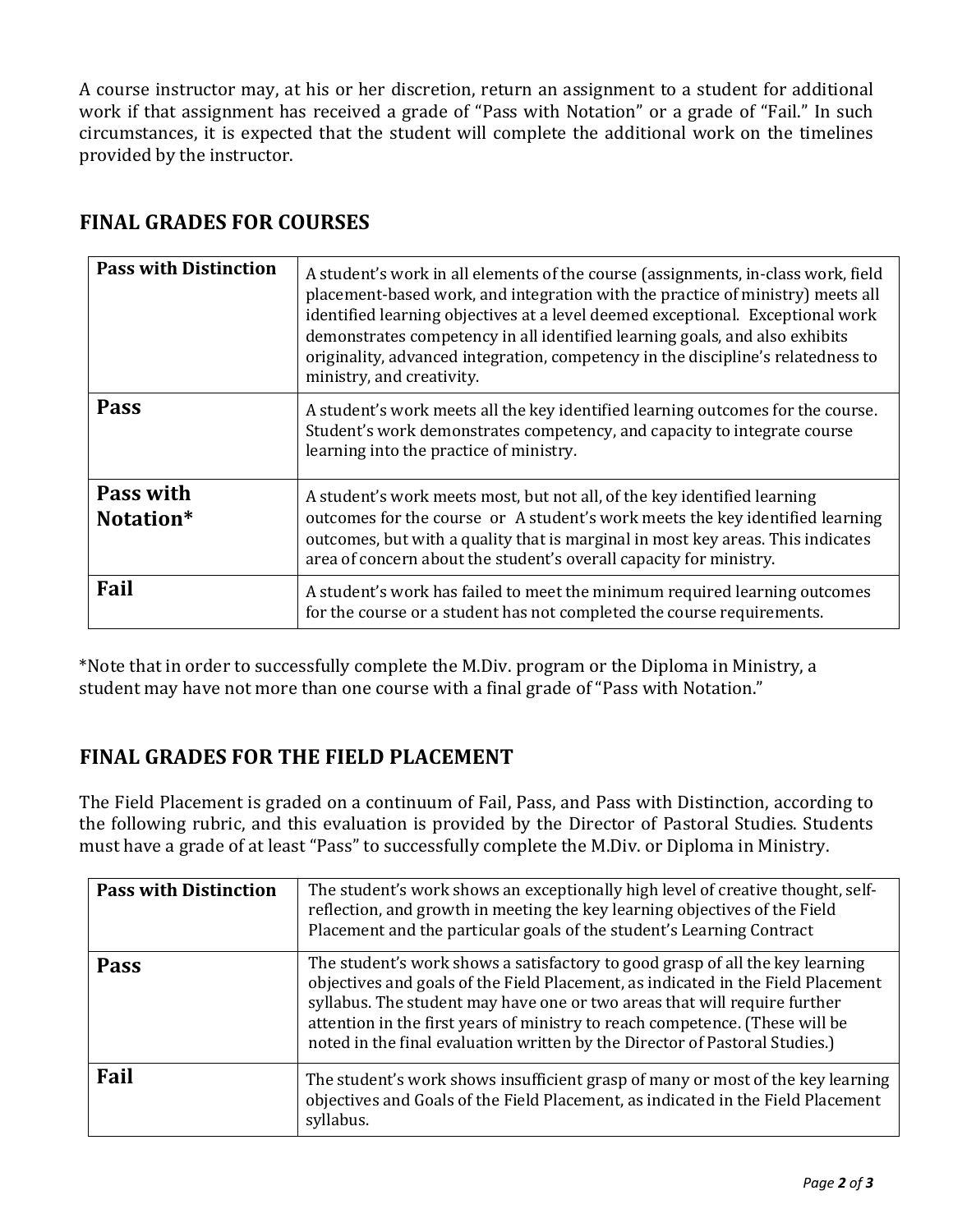A course instructor may, at his or her discretion, return an assignment to a student for additional work if that assignment has received a grade of "Pass with Notation" or a grade of "Fail." In such circumstances, it is expected that the student will complete the additional work on the timelines provided by the instructor.

## FINAL GRADES FOR COURSES

| Grade | Description |
| --- | --- |
| **Pass with Distinction** | A student's work in all elements of the course (assignments, in-class work, field placement-based work, and integration with the practice of ministry) meets all identified learning objectives at a level deemed exceptional. Exceptional work demonstrates competency in all identified learning goals, and also exhibits originality, advanced integration, competency in the discipline's relatedness to ministry, and creativity. |
| **Pass** | A student's work meets all the key identified learning outcomes for the course. Student's work demonstrates competency, and capacity to integrate course learning into the practice of ministry. |
| **Pass with Notation*** | A student's work meets most, but not all, of the key identified learning outcomes for the course or A student's work meets the key identified learning outcomes, but with a quality that is marginal in most key areas. This indicates area of concern about the student's overall capacity for ministry. |
| **Fail** | A student's work has failed to meet the minimum required learning outcomes for the course or a student has not completed the course requirements. |

*Note that in order to successfully complete the M.Div. program or the Diploma in Ministry, a student may have not more than one course with a final grade of "Pass with Notation."

## FINAL GRADES FOR THE FIELD PLACEMENT

The Field Placement is graded on a continuum of Fail, Pass, and Pass with Distinction, according to the following rubric, and this evaluation is provided by the Director of Pastoral Studies. Students must have a grade of at least "Pass" to successfully complete the M.Div. or Diploma in Ministry.

| Grade | Description |
| --- | --- |
| **Pass with Distinction** | The student's work shows an exceptionally high level of creative thought, self-reflection, and growth in meeting the key learning objectives of the Field Placement and the particular goals of the student's Learning Contract |
| **Pass** | The student's work shows a satisfactory to good grasp of all the key learning objectives and goals of the Field Placement, as indicated in the Field Placement syllabus. The student may have one or two areas that will require further attention in the first years of ministry to reach competence. (These will be noted in the final evaluation written by the Director of Pastoral Studies.) |
| **Fail** | The student's work shows insufficient grasp of many or most of the key learning objectives and Goals of the Field Placement, as indicated in the Field Placement syllabus. |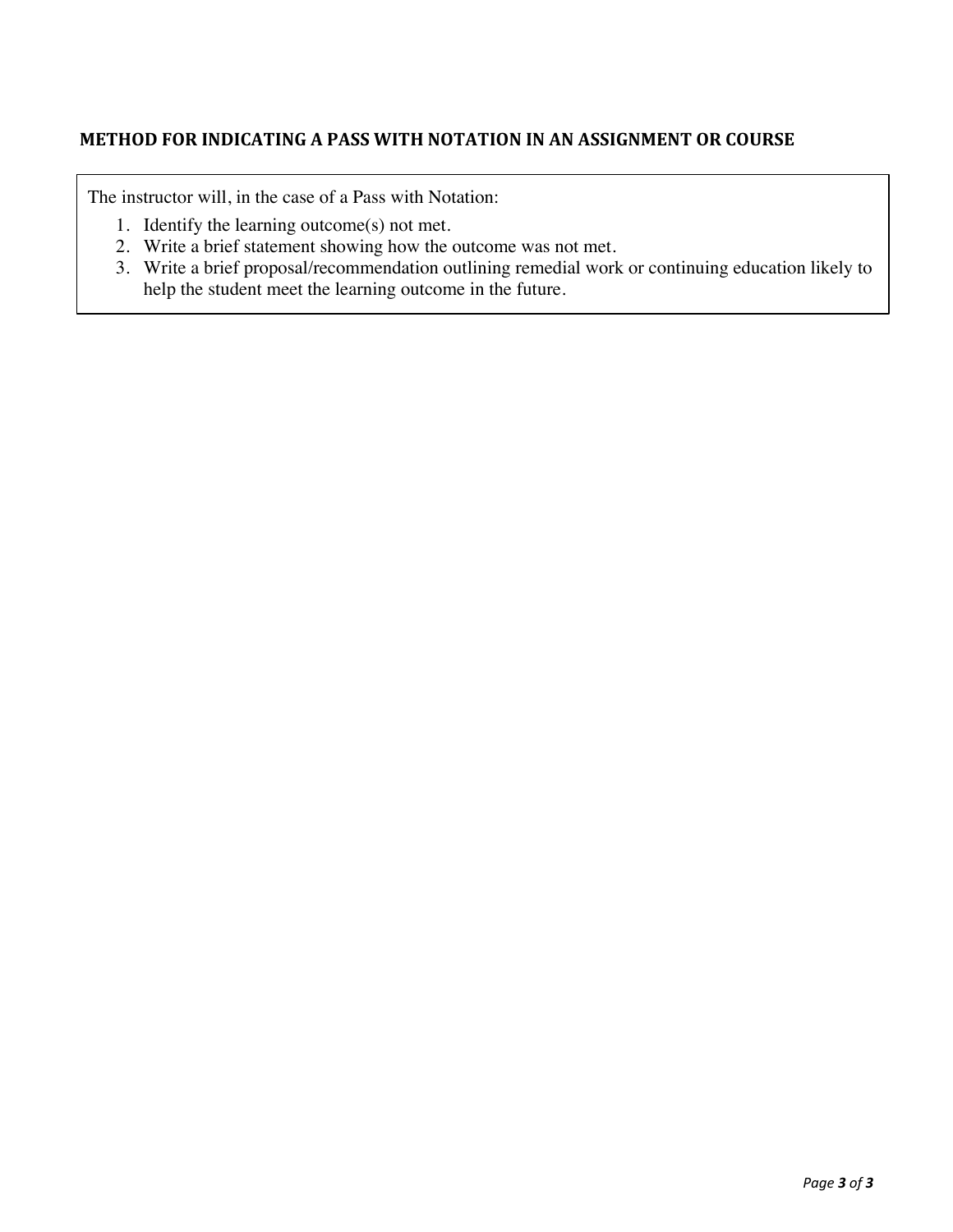## METHOD FOR INDICATING A PASS WITH NOTATION IN AN ASSIGNMENT OR COURSE

The instructor will, in the case of a Pass with Notation:

1. Identify the learning outcome(s) not met.
2. Write a brief statement showing how the outcome was not met.
3. Write a brief proposal/recommendation outlining remedial work or continuing education likely to help the student meet the learning outcome in the future.